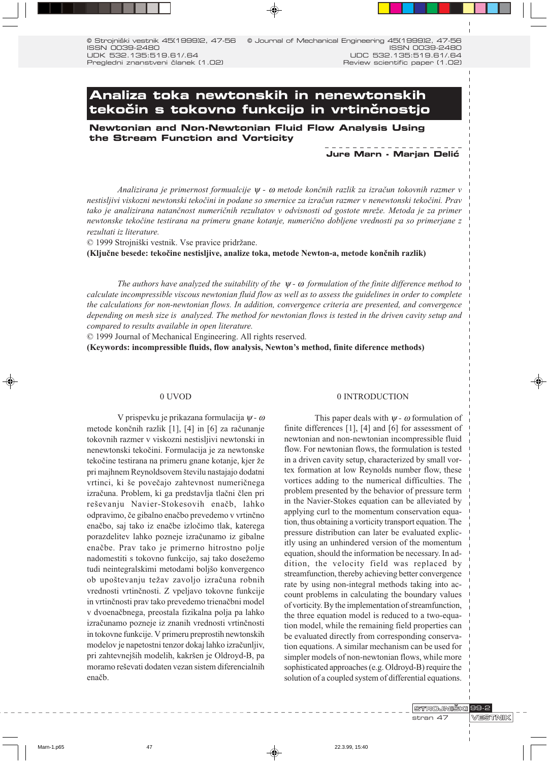# Analiza toka newtonskih in nenewtonskih tekočin s tokovno funkcijo in vrtinčnostjo

## Newtonian and Non-Newtonian Fluid Flow Analysis Using the Stream Function and Vorticity

**Jure Marn - Marjan Delić**

*Analizirana je primernost formualcije $\psi$ - $\omega$ metode končnih razlik za izračun tokovnih razmer v nestisljivi viskozni newtonski tekočini in podane so smernice za izračun razmer v nenewtonski tekočini. Prav tako je analizirana natančnost numeričnih rezultatov v odvisnosti od gostote mreže. Metoda je za primer newtonske tekočine testirana na primeru gnane kotanje, numerično dobljene vrednosti pa so primerjane z rezultati iz literature.*

© 1999 Strojniški vestnik. Vse pravice pridržane.

**(Ključne besede: tekočine nestisljive, analize toka, metode Newton-a, metode končnih razlik)**

*The authors have analyzed the suitability of the $\psi$ - $\omega$ formulation of the finite difference method to calculate incompressible viscous newtonian fluid flow as well as to assess the guidelines in order to complete the calculations for non-newtonian flows. In addition, convergence criteria are presented, and convergence depending on mesh size is analyzed. The method for newtonian flows is tested in the driven cavity setup and compared to results available in open literature.*

© 1999 Journal of Mechanical Engineering. All rights reserved.

**(Keywords: incompressible fluids, flow analysis, Newton's method, finite diference methods)**

## 0 UVOD

V prispevku je prikazana formulacija $\psi$ - $\omega$ metode končnih razlik [1], [4] in [6] za računanje tokovnih razmer v viskozni nestisljivi newtonski in nenewtonski tekočini. Formulacija je za newtonske tekočine testirana na primeru gnane kotanje, kjer že pri majhnem Reynoldsovem številu nastajajo dodatni vrtinci, ki še povečajo zahtevnost numeričnega izračuna. Problem, ki ga predstavlja tlačni člen pri reševanju Navier-Stokesovih enačb, lahko odpravimo, če gibalno enačbo prevedemo v vrtinčno enačbo, saj tako iz enačbe izločimo tlak, katerega porazdelitev lahko pozneje izračunamo iz gibalne enačbe. Prav tako je primerno hitrostno polje nadomestiti s tokovno funkcijo, saj tako dosežemo tudi neintegralskimi metodami boljšo konvergenco ob upoštevanju težav zavoljo izračuna robnih vrednosti vrtinčnosti. Z vpeljavo tokovne funkcije in vrtinčnosti prav tako prevedemo trienačbni model v dvoenačbnega, preostala fizikalna polja pa lahko izračunamo pozneje iz znanih vrednosti vrtinčnosti in tokovne funkcije. V primeru preprostih newtonskih modelov je napetostni tenzor dokaj lahko izračunljiv, pri zahtevnejših modelih, kakršen je Oldroyd-B, pa moramo reševati dodaten vezan sistem diferencialnih enačb.

## 0 INTRODUCTION

This paper deals with $\psi$ - $\omega$ formulation of finite differences [1], [4] and [6] for assessment of newtonian and non-newtonian incompressible fluid flow. For newtonian flows, the formulation is tested in a driven cavity setup, characterized by small vortex formation at low Reynolds number flow, these vortices adding to the numerical difficulties. The problem presented by the behavior of pressure term in the Navier-Stokes equation can be alleviated by applying curl to the momentum conservation equation, thus obtaining a vorticity transport equation. The pressure distribution can later be evaluated explicitly using an unhindered version of the momentum equation, should the information be necessary. In addition, the velocity field was replaced by streamfunction, thereby achieving better convergence rate by using non-integral methods taking into account problems in calculating the boundary values of vorticity. By the implementation of streamfunction, the three equation model is reduced to a two-equation model, while the remaining field properties can be evaluated directly from corresponding conservation equations. A similar mechanism can be used for simpler models of non-newtonian flows, while more sophisticated approaches (e.g. Oldroyd-B) require the solution of a coupled system of differential equations.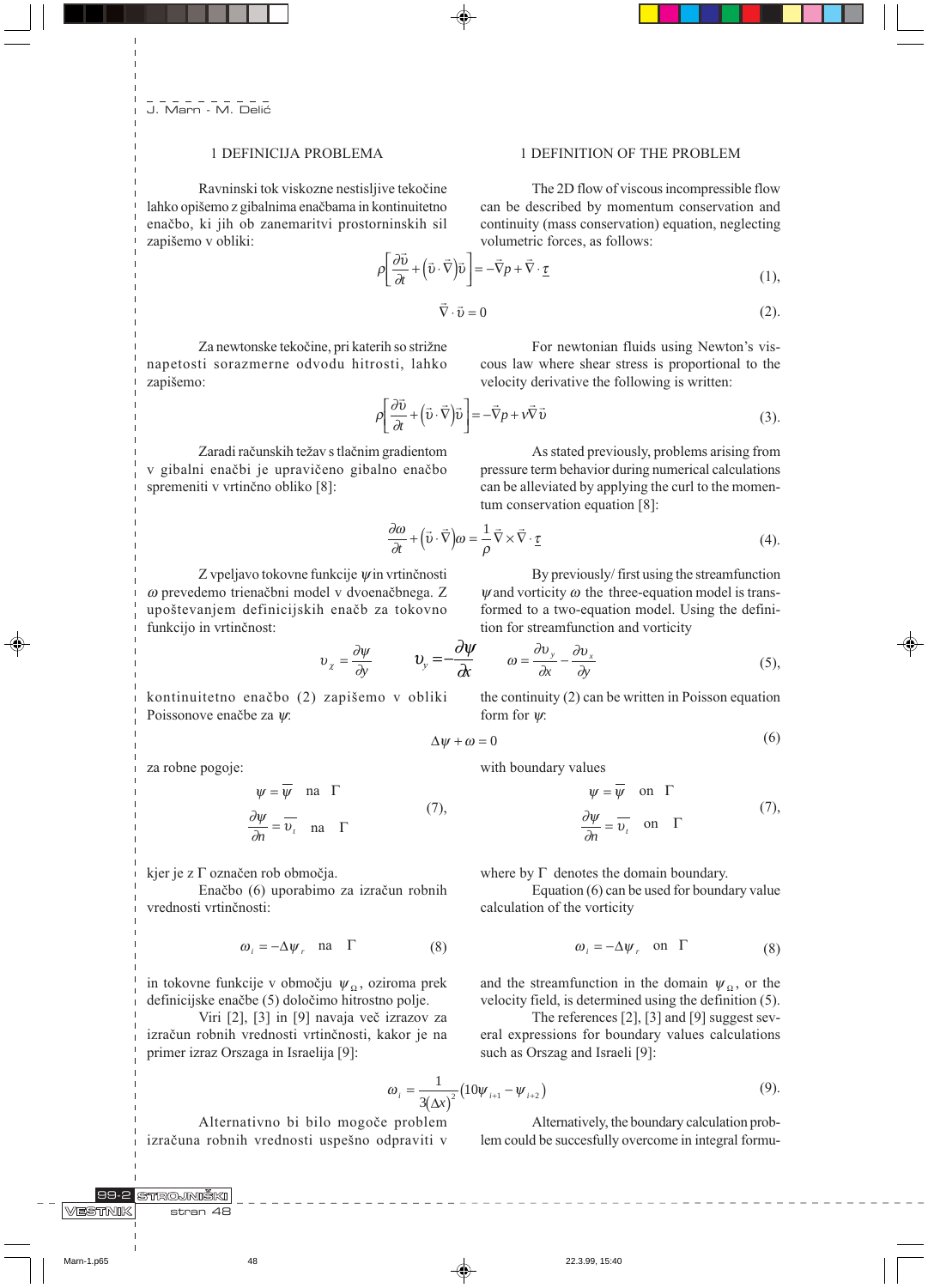## 1 DEFINICIJA PROBLEMA

Ravninski tok viskozne nestisljive tekočine lahko opišemo z gibalnima enačbama in kontinuitetno enačbo, ki jih ob zanemaritvi prostorninskih sil zapišemo v obliki:

## 1 DEFINITION OF THE PROBLEM

The 2D flow of viscous incompressible flow can be described by momentum conservation and continuity (mass conservation) equation, neglecting volumetric forces, as follows:

$$\rho\left[\frac{\partial \vec{\upsilon}}{\partial t}+\left(\vec{\upsilon}\cdot\vec{\nabla}\right)\vec{\upsilon}\right]=-\vec{\nabla}p+\vec{\nabla}\cdot\underline{\tau} \tag{1}$$

$$\vec{\nabla}\cdot\vec{\upsilon}=0 \tag{2}$$

Za newtonske tekočine, pri katerih so strižne napetosti sorazmerne odvodu hitrosti, lahko zapišemo:

For newtonian fluids using Newton's viscous law where shear stress is proportional to the velocity derivative the following is written:

$$\rho\left[\frac{\partial \vec{\upsilon}}{\partial t}+\left(\vec{\upsilon}\cdot\vec{\nabla}\right)\vec{\upsilon}\right]=-\vec{\nabla}p+\nu\vec{\nabla}\vec{\upsilon} \tag{3}$$

Zaradi računskih težav s tlačnim gradientom v gibalni enačbi je upravičeno gibalno enačbo spremeniti v vrtinčno obliko [8]:

As stated previously, problems arising from pressure term behavior during numerical calculations can be alleviated by applying the curl to the momentum conservation equation [8]:

$$\frac{\partial \omega}{\partial t}+\left(\vec{\upsilon}\cdot\vec{\nabla}\right)\omega=\frac{1}{\rho}\vec{\nabla}\times\vec{\nabla}\cdot\underline{\tau} \tag{4}$$

Z vpeljavo tokovne funkcije $\psi$ in vrtinčnosti $\omega$ prevedemo trienačbni model v dvoenačbnega. Z upoštevanjem definicijskih enačb za tokovno funkcijo in vrtinčnost:

By previously/ first using the streamfunction $\psi$ and vorticity $\omega$ the three-equation model is transformed to a two-equation model. Using the definition for streamfunction and vorticity

$$\upsilon_x=\frac{\partial \psi}{\partial y} \qquad \upsilon_y=-\frac{\partial \psi}{\partial x} \qquad \omega=\frac{\partial \upsilon_y}{\partial x}-\frac{\partial \upsilon_x}{\partial y} \tag{5}$$

kontinuitetno enačbo (2) zapišemo v obliki Poissonove enačbe za $\psi$:

the continuity (2) can be written in Poisson equation form for $\psi$:

$$\Delta\psi+\omega=0 \tag{6}$$

za robne pogoje:

$$\psi=\overline{\psi} \quad \text{na} \quad \Gamma$$
$$\frac{\partial \psi}{\partial n}=\overline{\upsilon_t} \quad \text{na} \quad \Gamma \tag{7}$$

kjer je z $\Gamma$ označen rob območja.

Enačbo (6) uporabimo za izračun robnih vrednosti vrtinčnosti:

$$\omega_i=-\Delta\psi_r \quad \text{na} \quad \Gamma \tag{8}$$

in tokovne funkcije v območju $\psi_\Omega$, oziroma prek definicijske enačbe (5) določimo hitrostno polje.

Viri [2], [3] in [9] navaja več izrazov za izračun robnih vrednosti vrtinčnosti, kakor je na primer izraz Orszaga in Israelija [9]:

with boundary values

$$\psi=\overline{\psi} \quad \text{on} \quad \Gamma$$
$$\frac{\partial \psi}{\partial n}=\overline{\upsilon_t} \quad \text{on} \quad \Gamma \tag{7}$$

where by $\Gamma$ denotes the domain boundary.

Equation (6) can be used for boundary value calculation of the vorticity

$$\omega_i=-\Delta\psi_r \quad \text{on} \quad \Gamma \tag{8}$$

and the streamfunction in the domain $\psi_\Omega$, or the velocity field, is determined using the definition (5).

The references [2], [3] and [9] suggest several expressions for boundary values calculations such as Orszag and Israeli [9]:

$$\omega_i=\frac{1}{3(\Delta x)^2}\left(10\psi_{i+1}-\psi_{i+2}\right) \tag{9}$$

Alternativno bi bilo mogoče problem izračuna robnih vrednosti uspešno odpraviti v

Alternatively, the boundary calculation problem could be succesfully overcome in integral formu-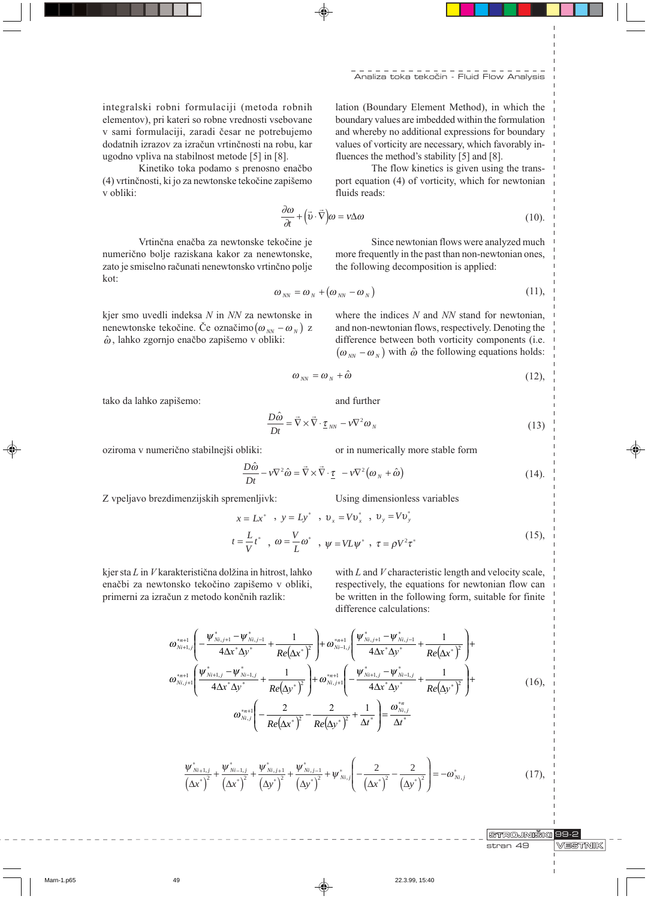integralski robni formulaciji (metoda robnih elementov), pri kateri so robne vrednosti vsebovane v sami formulaciji, zaradi česar ne potrebujemo dodatnih izrazov za izračun vrtinčnosti na robu, kar ugodno vpliva na stabilnost metode [5] in [8].

Kinetiko toka podamo s prenosno enačbo (4) vrtinčnosti, ki jo za newtonske tekočine zapišemo v obliki:

lation (Boundary Element Method), in which the boundary values are imbedded within the formulation and whereby no additional expressions for boundary values of vorticity are necessary, which favorably influences the method's stability [5] and [8].

The flow kinetics is given using the transport equation (4) of vorticity, which for newtonian fluids reads:

$$\frac{\partial \omega}{\partial t} + \left(\vec{\upsilon} \cdot \vec{\nabla}\right)\omega = \nu \Delta \omega \tag{10}$$

Vrtinčna enačba za newtonske tekočine je numerično bolje raziskana kakor za nenewtonske, zato je smiselno računati nenewtonsko vrtinčno polje kot:

Since newtonian flows were analyzed much more frequently in the past than non-newtonian ones, the following decomposition is applied:

$$\omega_{NN} = \omega_N + \left(\omega_{NN} - \omega_N\right) \tag{11}$$

kjer smo uvedli indeksa $N$ in $NN$ za newtonske in nenewtonske tekočine. Če označimo $\left(\omega_{NN} - \omega_N\right)$ z $\hat{\omega}$, lahko zgornjo enačbo zapišemo v obliki:

where the indices $N$ and $NN$ stand for newtonian, and non-newtonian flows, respectively. Denoting the difference between both vorticity components (i.e. $\left(\omega_{NN} - \omega_N\right)$ with $\hat{\omega}$ the following equations holds:

$$\omega_{NN} = \omega_N + \hat{\omega} \tag{12}$$

tako da lahko zapišemo:

and further

$$\frac{D\hat{\omega}}{Dt} = \vec{\nabla} \times \vec{\nabla} \cdot \underline{\tau}_{NN} - \nu \nabla^2 \omega_N \tag{13}$$

oziroma v numerično stabilnejši obliki:

or in numerically more stable form

$$\frac{D\hat{\omega}}{Dt} - \nu \nabla^2 \hat{\omega} = \vec{\nabla} \times \vec{\nabla} \cdot \underline{\tau} \; - \nu \nabla^2 \left(\omega_N + \hat{\omega}\right) \tag{14}$$

Z vpeljavo brezdimenzijskih spremenljivk:

Using dimensionless variables

$$\begin{gathered} x = Lx^* \;\;,\;\; y = Ly^* \;\;,\;\; \upsilon_x = V\upsilon_x^* \;\;,\;\; \upsilon_y = V\upsilon_y^* \\ t = \frac{L}{V}t^* \;\;,\;\; \omega = \frac{V}{L}\omega^* \;\;,\;\; \psi = VL\psi^* \;\;,\;\; \tau = \rho V^2 \tau^* \end{gathered} \tag{15}$$

kjer sta $L$ in $V$ karakteristična dolžina in hitrost, lahko enačbi za newtonsko tekočino zapišemo v obliki, primerni za izračun z metodo končnih razlik:

with $L$ and $V$ characteristic length and velocity scale, respectively, the equations for newtonian flow can be written in the following form, suitable for finite difference calculations:

$$\begin{gathered} \omega_{Ni+1,j}^{*n+1}\left(-\frac{\psi_{Ni,j+1}^* - \psi_{Ni,j-1}^*}{4\Delta x^* \Delta y^*} + \frac{1}{Re\left(\Delta x^*\right)^2}\right) + \omega_{Ni-1,j}^{*n+1}\left(\frac{\psi_{Ni,j+1}^* - \psi_{Ni,j-1}^*}{4\Delta x^* \Delta y^*} + \frac{1}{Re\left(\Delta x^*\right)^2}\right) + \\ \omega_{Ni,j+1}^{*n+1}\left(\frac{\psi_{Ni+1,j}^* - \psi_{Ni-1,j}^*}{4\Delta x^* \Delta y^*} + \frac{1}{Re\left(\Delta y^*\right)^2}\right) + \omega_{Ni,j+1}^{*n+1}\left(-\frac{\psi_{Ni+1,j}^* - \psi_{Ni-1,j}^*}{4\Delta x^* \Delta y^*} + \frac{1}{Re\left(\Delta y^*\right)^2}\right) + \\ \omega_{Ni,j}^{*n+1}\left(-\frac{2}{Re\left(\Delta x^*\right)^2} - \frac{2}{Re\left(\Delta y^*\right)^2} + \frac{1}{\Delta t^*}\right) = \frac{\omega_{Ni,j}^{*n}}{\Delta t^*} \end{gathered} \tag{16}$$

$$\frac{\psi_{Ni+1,j}^*}{\left(\Delta x^*\right)^2} + \frac{\psi_{Ni-1,j}^*}{\left(\Delta x^*\right)^2} + \frac{\psi_{Ni,j+1}^*}{\left(\Delta y^*\right)^2} + \frac{\psi_{Ni,j-1}^*}{\left(\Delta y^*\right)^2} + \psi_{Ni,j}^*\left(-\frac{2}{\left(\Delta x^*\right)^2} - \frac{2}{\left(\Delta y^*\right)^2}\right) = -\omega_{Ni,j}^* \tag{17}$$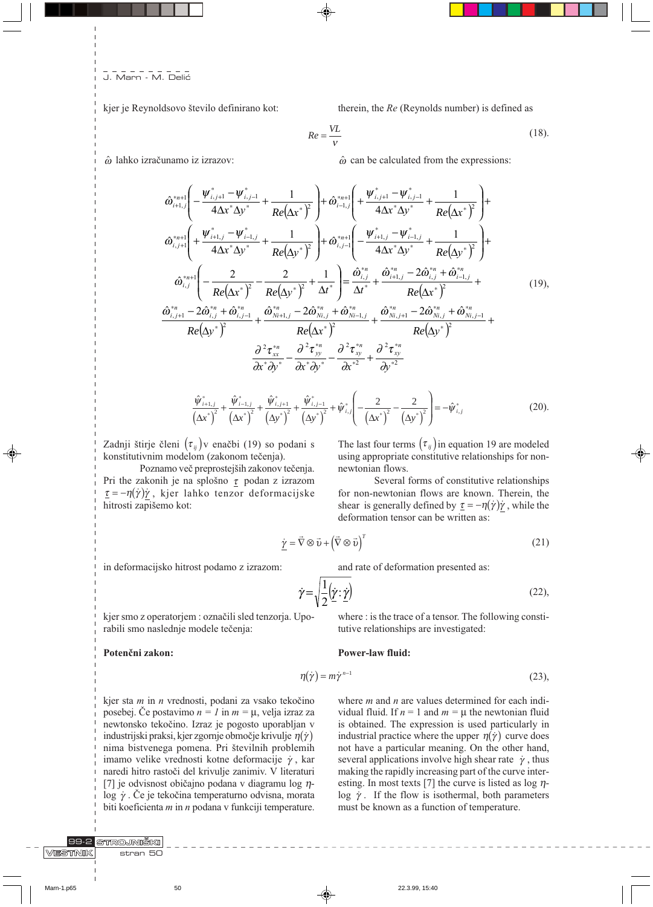kjer je Reynoldsovo število definirano kot:

therein, the *Re* (Reynolds number) is defined as

$$Re = \frac{VL}{\nu} \tag{18}$$

$\hat{\omega}$ lahko izračunamo iz izrazov:

$\hat{\omega}$ can be calculated from the expressions:

$$\begin{aligned}
&\hat{\omega}^{*n+1}_{i+1,j}\left(-\frac{\psi^*_{i,j+1}-\psi^*_{i,j-1}}{4\Delta x^*\Delta y^*}+\frac{1}{Re\left(\Delta x^*\right)^2}\right)+\hat{\omega}^{*n+1}_{i-1,j}\left(+\frac{\psi^*_{i,j+1}-\psi^*_{i,j-1}}{4\Delta x^*\Delta y^*}+\frac{1}{Re\left(\Delta x^*\right)^2}\right)+\\
&\hat{\omega}^{*n+1}_{i,j+1}\left(+\frac{\psi^*_{i+1,j}-\psi^*_{i-1,j}}{4\Delta x^*\Delta y^*}+\frac{1}{Re\left(\Delta y^*\right)^2}\right)+\hat{\omega}^{*n+1}_{i,j-1}\left(-\frac{\psi^*_{i+1,j}-\psi^*_{i-1,j}}{4\Delta x^*\Delta y^*}+\frac{1}{Re\left(\Delta y^*\right)^2}\right)+\\
&\hat{\omega}^{*n+1}_{i,j}\left(-\frac{2}{Re\left(\Delta x^*\right)^2}-\frac{2}{Re\left(\Delta y^*\right)^2}+\frac{1}{\Delta t^*}\right)=\frac{\hat{\omega}^{*n}_{i,j}}{\Delta t^*}+\frac{\hat{\omega}^{*n}_{i+1,j}-2\hat{\omega}^{*n}_{i,j}+\hat{\omega}^{*n}_{i-1,j}}{Re\left(\Delta x^*\right)^2}+\\
&\frac{\hat{\omega}^{*n}_{i,j+1}-2\hat{\omega}^{*n}_{i,j}+\hat{\omega}^{*n}_{i,j-1}}{Re\left(\Delta y^*\right)^2}+\frac{\hat{\omega}^{*n}_{Ni+1,j}-2\hat{\omega}^{*n}_{Ni,j}+\hat{\omega}^{*n}_{Ni-1,j}}{Re\left(\Delta x^*\right)^2}+\frac{\hat{\omega}^{*n}_{Ni,j+1}-2\hat{\omega}^{*n}_{Ni,j}+\hat{\omega}^{*n}_{Ni,j-1}}{Re\left(\Delta y^*\right)^2}+\\
&\frac{\partial^2\tau^{*n}_{xx}}{\partial x^*\partial y^*}-\frac{\partial^2\tau^{*n}_{yy}}{\partial x^*\partial y^*}-\frac{\partial^2\tau^{*n}_{xy}}{\partial x^{*2}}+\frac{\partial^2\tau^{*n}_{xy}}{\partial y^{*2}}
\end{aligned} \tag{19}$$

$$\frac{\hat{\psi}^*_{i+1,j}}{\left(\Delta x^*\right)^2}+\frac{\hat{\psi}^*_{i-1,j}}{\left(\Delta x^*\right)^2}+\frac{\hat{\psi}^*_{i,j+1}}{\left(\Delta y^*\right)^2}+\frac{\hat{\psi}^*_{i,j-1}}{\left(\Delta y^*\right)^2}+\hat{\psi}^*_{i,j}\left(-\frac{2}{\left(\Delta x^*\right)^2}-\frac{2}{\left(\Delta y^*\right)^2}\right)=-\hat{\psi}^*_{i,j} \tag{20}$$

Zadnji štirje členi $\left(\tau_{ij}\right)$ v enačbi (19) so podani s konstitutivnim modelom (zakonom tečenja).

Poznamo več preprostejših zakonov tečenja. Pri the zakonih je na splošno $\underline{\tau}$ podan z izrazom $\underline{\tau} = -\eta(\dot{\gamma})\underline{\dot{\gamma}}$, kjer lahko tenzor deformacijske hitrosti zapišemo kot:

The last four terms $\left(\tau_{ij}\right)$ in equation 19 are modeled using appropriate constitutive relationships for non-newtonian flows.

Several forms of constitutive relationships for non-newtonian flows are known. Therein, the shear is generally defined by $\underline{\tau} = -\eta(\dot{\gamma})\underline{\dot{\gamma}}$, while the deformation tensor can be written as:

$$\underline{\dot{\gamma}} = \vec{\nabla}\otimes\vec{\upsilon}+\left(\vec{\nabla}\otimes\vec{\upsilon}\right)^T \tag{21}$$

in deformacijsko hitrost podamo z izrazom:

and rate of deformation presented as:

$$\dot{\gamma} = \sqrt{\frac{1}{2}\left(\underline{\dot{\gamma}}:\underline{\dot{\gamma}}\right)} \tag{22}$$

kjer smo z operatorjem : označili sled tenzorja. Uporabili smo naslednje modele tečenja:

where : is the trace of a tensor. The following constitutive relationships are investigated:

**Potenčni zakon:**

**Power-law fluid:**

$$\eta(\dot{\gamma}) = m\dot{\gamma}^{n-1} \tag{23}$$

kjer sta $m$ in $n$ vrednosti, podani za vsako tekočino posebej. Če postavimo $n = 1$ in $m = \mu$, velja izraz za newtonsko tekočino. Izraz je pogosto uporabljan v industrijski praksi, kjer zgornje območje krivulje $\eta(\dot{\gamma})$ nima bistvenega pomena. Pri številnih problemih imamo velike vrednosti kotne deformacije $\dot{\gamma}$, kar naredi hitro rastoči del krivulje zanimiv. V literaturi [7] je odvisnost običajno podana v diagramu log $\eta$-log $\dot{\gamma}$. Če je tekočina temperaturno odvisna, morata biti koeficienta $m$ in $n$ podana v funkciji temperature.

where $m$ and $n$ are values determined for each individual fluid. If $n = 1$ and $m = \mu$ the newtonian fluid is obtained. The expression is used particularly in industrial practice where the upper $\eta(\dot{\gamma})$ curve does not have a particular meaning. On the other hand, several applications involve high shear rate $\dot{\gamma}$, thus making the rapidly increasing part of the curve interesting. In most texts [7] the curve is listed as log $\eta$-log $\dot{\gamma}$. If the flow is isothermal, both parameters must be known as a function of temperature.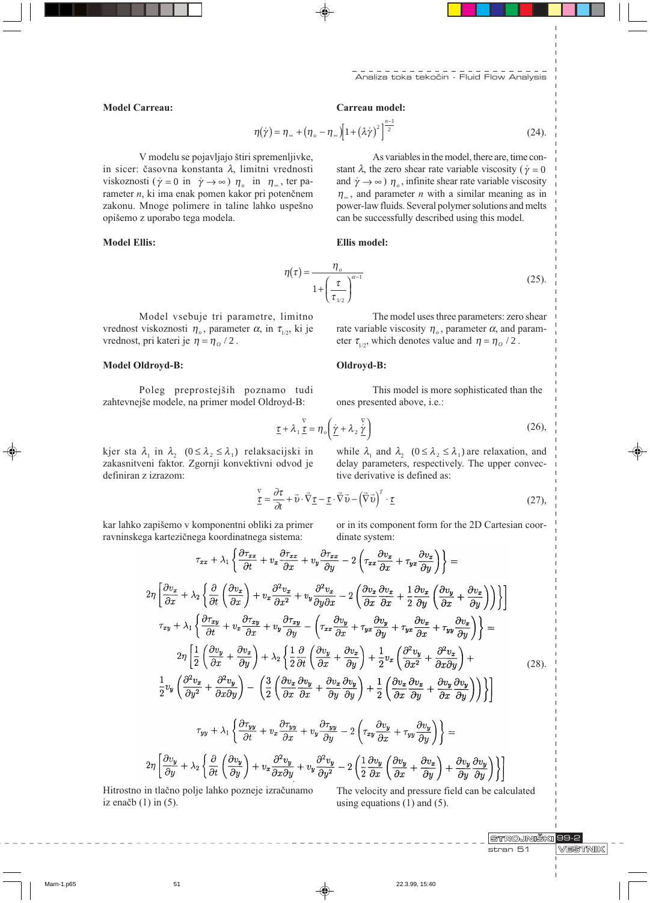**Model Carreau:**

**Carreau model:**

$$\eta(\dot{\gamma}) = \eta_\infty + (\eta_o - \eta_\infty)\left[1+(\lambda\dot{\gamma})^2\right]^{\frac{n-1}{2}} \tag{24}$$

V modelu se pojavljajo štiri spremenljivke, in sicer: časovna konstanta $\lambda$, limitni vrednosti viskoznosti ($\dot{\gamma}=0$ in $\dot{\gamma}\to\infty$) $\eta_o$ in $\eta_\infty$, ter parameter $n$, ki ima enak pomen kakor pri potenčnem zakonu. Mnoge polimere in taline lahko uspešno opišemo z uporabo tega modela.

As variables in the model, there are, time constant $\lambda$, the zero shear rate variable viscosity ($\dot{\gamma}=0$ and $\dot{\gamma}\to\infty$) $\eta_o$, infinite shear rate variable viscosity $\eta_\infty$, and parameter $n$ with a similar meaning as in power-law fluids. Several polymer solutions and melts can be successfully described using this model.

**Model Ellis:**

**Ellis model:**

$$\eta(\tau) = \frac{\eta_o}{1+\left(\dfrac{\tau}{\tau_{1/2}}\right)^{\alpha-1}} \tag{25}$$

Model vsebuje tri parametre, limitno vrednost viskoznosti $\eta_o$, parameter $\alpha$, in $\tau_{1/2}$, ki je vrednost, pri kateri je $\eta=\eta_O/2$.

The model uses three parameters: zero shear rate variable viscosity $\eta_o$, parameter $\alpha$, and parameter $\tau_{1/2}$, which denotes value and $\eta=\eta_O/2$.

**Model Oldroyd-B:**

**Oldroyd-B:**

Poleg preprostejših poznamo tudi zahtevnejše modele, na primer model Oldroyd-B:

This model is more sophisticated than the ones presented above, i.e.:

$$\underline{\tau} + \lambda_1 \overset{\nabla}{\underline{\tau}} = \eta_o\left(\underline{\dot{\gamma}} + \lambda_2 \overset{\nabla}{\underline{\dot{\gamma}}}\right) \tag{26}$$

kjer sta $\lambda_1$ in $\lambda_2$ $(0 \le \lambda_2 \le \lambda_1)$ relaksacijski in zakasnitveni faktor. Zgornji konvektivni odvod je definiran z izrazom:

while $\lambda_1$ and $\lambda_2$ $(0 \le \lambda_2 \le \lambda_1)$ are relaxation, and delay parameters, respectively. The upper convective derivative is defined as:

$$\overset{\nabla}{\underline{\tau}} = \frac{\partial \tau}{\partial t} + \vec{\upsilon}\cdot\vec{\nabla}\underline{\tau} - \underline{\tau}\cdot\vec{\nabla}\vec{\upsilon} - \left(\vec{\nabla}\vec{\upsilon}\right)^T\cdot\underline{\tau} \tag{27}$$

kar lahko zapišemo v komponentni obliki za primer ravninskega kartezičnega koordinatnega sistema:

or in its component form for the 2D Cartesian coordinate system:

$$\begin{aligned}
&\tau_{xx} + \lambda_1\left\{\frac{\partial \tau_{xx}}{\partial t} + v_x\frac{\partial \tau_{xx}}{\partial x} + v_y\frac{\partial \tau_{xx}}{\partial y} - 2\left(\tau_{xx}\frac{\partial v_x}{\partial x} + \tau_{yx}\frac{\partial v_x}{\partial y}\right)\right\} = \\
&2\eta\left[\frac{\partial v_x}{\partial x} + \lambda_2\left\{\frac{\partial}{\partial t}\left(\frac{\partial v_x}{\partial x}\right) + v_x\frac{\partial^2 v_x}{\partial x^2} + v_y\frac{\partial^2 v_x}{\partial y\partial x} - 2\left(\frac{\partial v_x}{\partial x}\frac{\partial v_x}{\partial x} + \frac{1}{2}\frac{\partial v_x}{\partial y}\left(\frac{\partial v_y}{\partial x} + \frac{\partial v_x}{\partial y}\right)\right)\right\}\right] \\
&\tau_{xy} + \lambda_1\left\{\frac{\partial \tau_{xy}}{\partial t} + v_x\frac{\partial \tau_{xy}}{\partial x} + v_y\frac{\partial \tau_{xy}}{\partial y} - \left(\tau_{xx}\frac{\partial v_y}{\partial x} + \tau_{yx}\frac{\partial v_y}{\partial y} + \tau_{yx}\frac{\partial v_x}{\partial x} + \tau_{yy}\frac{\partial v_x}{\partial y}\right)\right\} = \\
&2\eta\left[\frac{1}{2}\left(\frac{\partial v_y}{\partial x} + \frac{\partial v_x}{\partial y}\right) + \lambda_2\left\{\frac{1}{2}\frac{\partial}{\partial t}\left(\frac{\partial v_y}{\partial x} + \frac{\partial v_x}{\partial y}\right) + \frac{1}{2}v_x\left(\frac{\partial^2 v_y}{\partial x^2} + \frac{\partial^2 v_x}{\partial x\partial y}\right) + \right.\right. \\
&\left.\left.\frac{1}{2}v_y\left(\frac{\partial^2 v_x}{\partial y^2} + \frac{\partial^2 v_y}{\partial x\partial y}\right) - \left(\frac{3}{2}\left(\frac{\partial v_x}{\partial x}\frac{\partial v_y}{\partial x} + \frac{\partial v_x}{\partial y}\frac{\partial v_y}{\partial y}\right) + \frac{1}{2}\left(\frac{\partial v_x}{\partial x}\frac{\partial v_x}{\partial y} + \frac{\partial v_y}{\partial x}\frac{\partial v_y}{\partial y}\right)\right)\right\}\right] \\
&\tau_{yy} + \lambda_1\left\{\frac{\partial \tau_{yy}}{\partial t} + v_x\frac{\partial \tau_{yy}}{\partial x} + v_y\frac{\partial \tau_{yy}}{\partial y} - 2\left(\tau_{xy}\frac{\partial v_y}{\partial x} + \tau_{yy}\frac{\partial v_y}{\partial y}\right)\right\} = \\
&2\eta\left[\frac{\partial v_y}{\partial y} + \lambda_2\left\{\frac{\partial}{\partial t}\left(\frac{\partial v_y}{\partial y}\right) + v_x\frac{\partial^2 v_y}{\partial x\partial y} + v_y\frac{\partial^2 v_y}{\partial y^2} - 2\left(\frac{1}{2}\frac{\partial v_y}{\partial x}\left(\frac{\partial v_y}{\partial x} + \frac{\partial v_x}{\partial y}\right) + \frac{\partial v_y}{\partial y}\frac{\partial v_y}{\partial y}\right)\right\}\right]
\end{aligned} \tag{28}$$

Hitrostno in tlačno polje lahko pozneje izračunamo iz enačb (1) in (5).

The velocity and pressure field can be calculated using equations (1) and (5).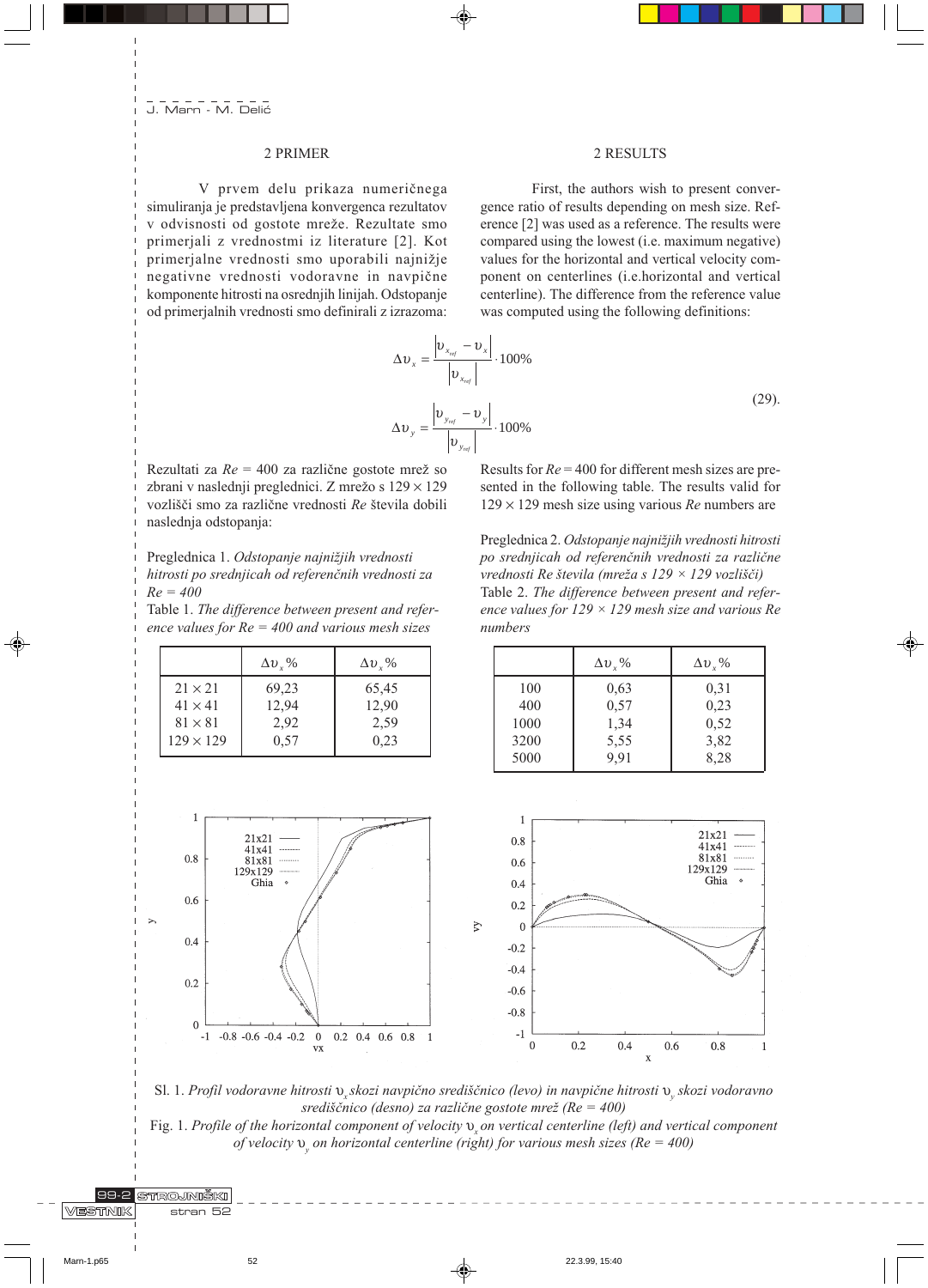## 2 PRIMER

V prvem delu prikaza numeričnega simuliranja je predstavljena konvergenca rezultatov v odvisnosti od gostote mreže. Rezultate smo primerjali z vrednostmi iz literature [2]. Kot primerjalne vrednosti smo uporabili najnižje negativne vrednosti vodoravne in navpične komponente hitrosti na osrednjih linijah. Odstopanje od primerjalnih vrednosti smo definirali z izrazoma:

## 2 RESULTS

First, the authors wish to present convergence ratio of results depending on mesh size. Reference [2] was used as a reference. The results were compared using the lowest (i.e. maximum negative) values for the horizontal and vertical velocity component on centerlines (i.e.horizontal and vertical centerline). The difference from the reference value was computed using the following definitions:

$$\Delta \upsilon_x = \frac{\left| \upsilon_{x_{ref}} - \upsilon_x \right|}{\left| \upsilon_{x_{ref}} \right|} \cdot 100\%$$

$$\Delta \upsilon_y = \frac{\left| \upsilon_{y_{ref}} - \upsilon_y \right|}{\left| \upsilon_{y_{ref}} \right|} \cdot 100\% \qquad (29).$$

Rezultati za $Re$ = 400 za različne gostote mrež so zbrani v naslednji preglednici. Z mrežo s $129 \times 129$ vozlišči smo za različne vrednosti $Re$ števila dobili naslednja odstopanja:

Results for $Re$ = 400 for different mesh sizes are presented in the following table. The results valid for $129 \times 129$ mesh size using various $Re$ numbers are

Preglednica 1. *Odstopanje najnižjih vrednosti hitrosti po srednjicah od referenčnih vrednosti za Re = 400*

Table 1. *The difference between present and reference values for Re = 400 and various mesh sizes*

| | $\Delta\upsilon_x$ % | $\Delta\upsilon_x$ % |
|---|---|---|
| $21 \times 21$ | 69,23 | 65,45 |
| $41 \times 41$ | 12,94 | 12,90 |
| $81 \times 81$ | 2,92 | 2,59 |
| $129 \times 129$ | 0,57 | 0,23 |

Preglednica 2. *Odstopanje najnižjih vrednosti hitrosti po srednjicah od referenčnih vrednosti za različne vrednosti Re števila (mreža s 129 × 129 vozlišči)*

Table 2. *The difference between present and reference values for 129 × 129 mesh size and various Re numbers*

| | $\Delta\upsilon_x$ % | $\Delta\upsilon_x$ % |
|---|---|---|
| 100 | 0,63 | 0,31 |
| 400 | 0,57 | 0,23 |
| 1000 | 1,34 | 0,52 |
| 3200 | 5,55 | 3,82 |
| 5000 | 9,91 | 8,28 |

Sl. 1. *Profil vodoravne hitrosti $\upsilon_x$ skozi navpično središčnico (levo) in navpične hitrosti $\upsilon_y$ skozi vodoravno središčnico (desno) za različne gostote mrež (Re = 400)*

Fig. 1. *Profile of the horizontal component of velocity $\upsilon_x$ on vertical centerline (left) and vertical component of velocity $\upsilon_y$ on horizontal centerline (right) for various mesh sizes (Re = 400)*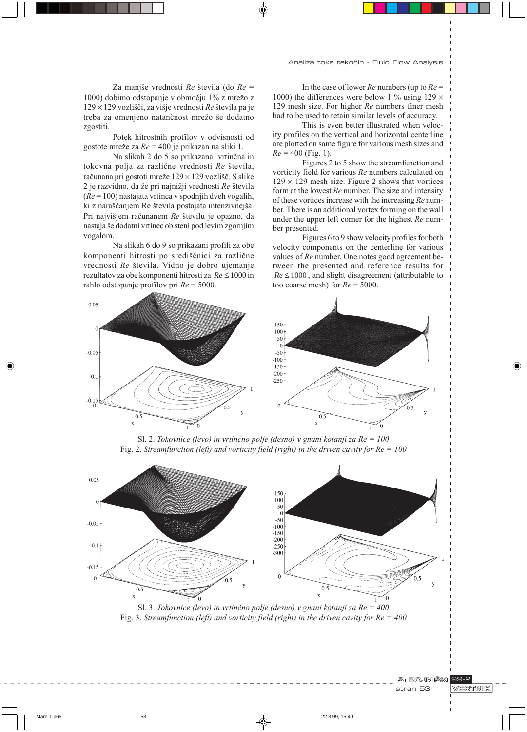Za manjše vrednosti $Re$ števila (do $Re$ = 1000) dobimo odstopanje v območju 1% z mrežo z $129 \times 129$ vozlišči, za višje vrednosti $Re$ števila pa je treba za omenjeno natančnost mrežo še dodatno zgostiti.

Potek hitrostnih profilov v odvisnosti od gostote mreže za $Re$ = 400 je prikazan na sliki 1.

Na slikah 2 do 5 so prikazana vrtinčna in tokovna polja za različne vrednosti $Re$ števila, računana pri gostoti mreže $129 \times 129$ vozlišč. S slike 2 je razvidno, da že pri najnižji vrednosti $Re$ števila ($Re$ = 100) nastajata vrtinca v spodnjih dveh vogalih, ki z naraščanjem Re števila postajata intenzivnejša. Pri najvišjem računanem $Re$ številu je opazno, da nastaja še dodatni vrtinec ob steni pod levim zgornjim vogalom.

Na slikah 6 do 9 so prikazani profili za obe komponenti hitrosti po središčnici za različne vrednosti $Re$ števila. Vidno je dobro ujemanje rezultatov za obe komponenti hitrosti za $Re \leq 1000$ in rahlo odstopanje profilov pri $Re$ = 5000.

In the case of lower $Re$ numbers (up to $Re$ = 1000) the differences were below 1 % using $129 \times 129$ mesh size. For higher $Re$ numbers finer mesh had to be used to retain similar levels of accuracy.

This is even better illustrated when velocity profiles on the vertical and horizontal centerline are plotted on same figure for various mesh sizes and $Re$ = 400 (Fig. 1).

Figures 2 to 5 show the streamfunction and vorticity field for various $Re$ numbers calculated on $129 \times 129$ mesh size. Figure 2 shows that vortices form at the lowest $Re$ number. The size and intensity of these vortices increase with the increasing $Re$ number. There is an additional vortex forming on the wall under the upper left corner for the highest $Re$ number presented.

Figures 6 to 9 show velocity profiles for both velocity components on the centerline for various values of $Re$ number. One notes good agreement between the presented and reference results for $Re \leq 1000$, and slight disagreement (attributable to too coarse mesh) for $Re$ = 5000.

Sl. 2. *Tokovnice (levo) in vrtinčno polje (desno) v gnani kotanji za Re = 100*
Fig. 2. *Streamfunction (left) and vorticity field (right) in the driven cavity for Re = 100*

Sl. 3. *Tokovnice (levo) in vrtinčno polje (desno) v gnani kotanji za Re = 400*
Fig. 3. *Streamfunction (left) and vorticity field (right) in the driven cavity for Re = 400*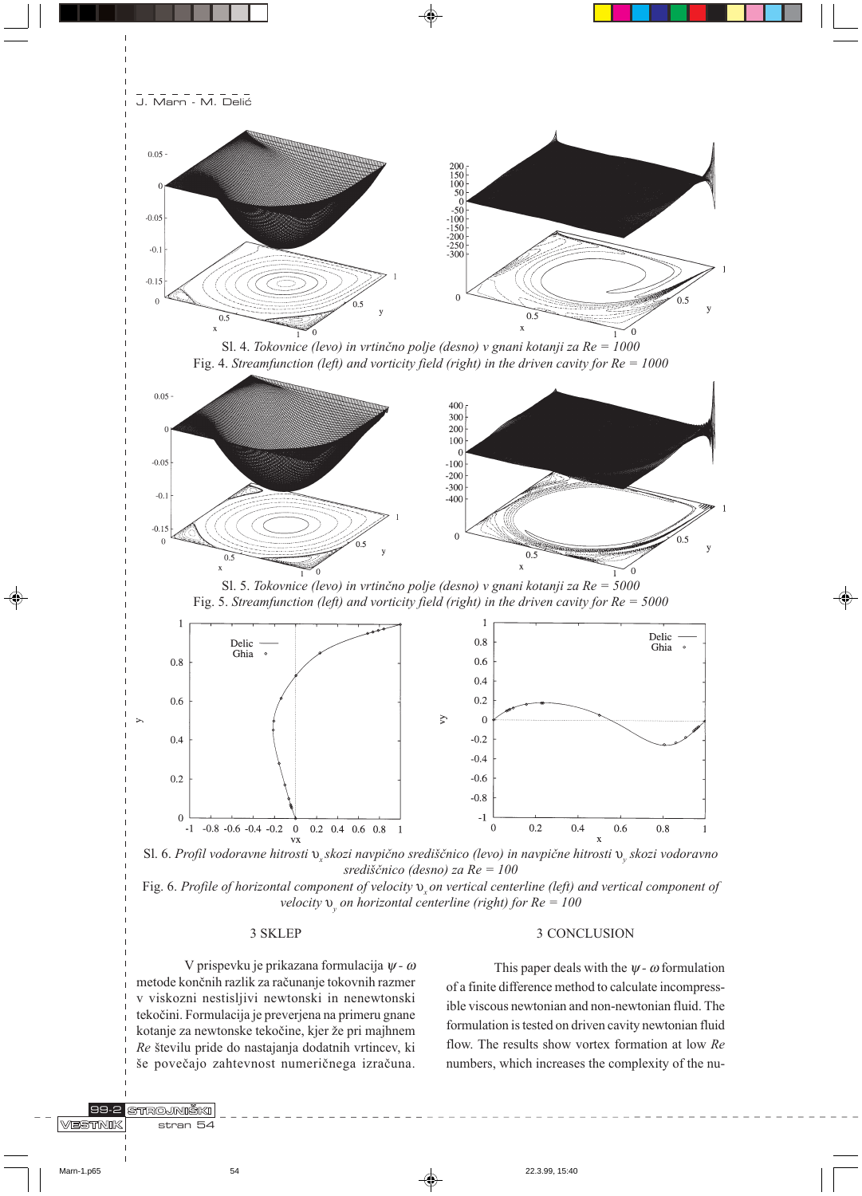Sl. 4. *Tokovnice (levo) in vrtinčno polje (desno) v gnani kotanji za Re = 1000*

Fig. 4. *Streamfunction (left) and vorticity field (right) in the driven cavity for Re = 1000*

Sl. 5. *Tokovnice (levo) in vrtinčno polje (desno) v gnani kotanji za Re = 5000*

Fig. 5. *Streamfunction (left) and vorticity field (right) in the driven cavity for Re = 5000*

Sl. 6. *Profil vodoravne hitrosti $\upsilon_x$ skozi navpično središčnico (levo) in navpične hitrosti $\upsilon_y$ skozi vodoravno središčnico (desno) za Re = 100*

Fig. 6. *Profile of horizontal component of velocity $\upsilon_x$ on vertical centerline (left) and vertical component of velocity $\upsilon_y$ on horizontal centerline (right) for Re = 100*

## 3 SKLEP

V prispevku je prikazana formulacija $\psi$ - $\omega$ metode končnih razlik za računanje tokovnih razmer v viskozni nestisljivi newtonski in nenewtonski tekočini. Formulacija je preverjena na primeru gnane kotanje za newtonske tekočine, kjer že pri majhnem *Re* številu pride do nastajanja dodatnih vrtincev, ki še povečajo zahtevnost numeričnega izračuna.

## 3 CONCLUSION

This paper deals with the $\psi$ - $\omega$ formulation of a finite difference method to calculate incompressible viscous newtonian and non-newtonian fluid. The formulation is tested on driven cavity newtonian fluid flow. The results show vortex formation at low *Re* numbers, which increases the complexity of the nu-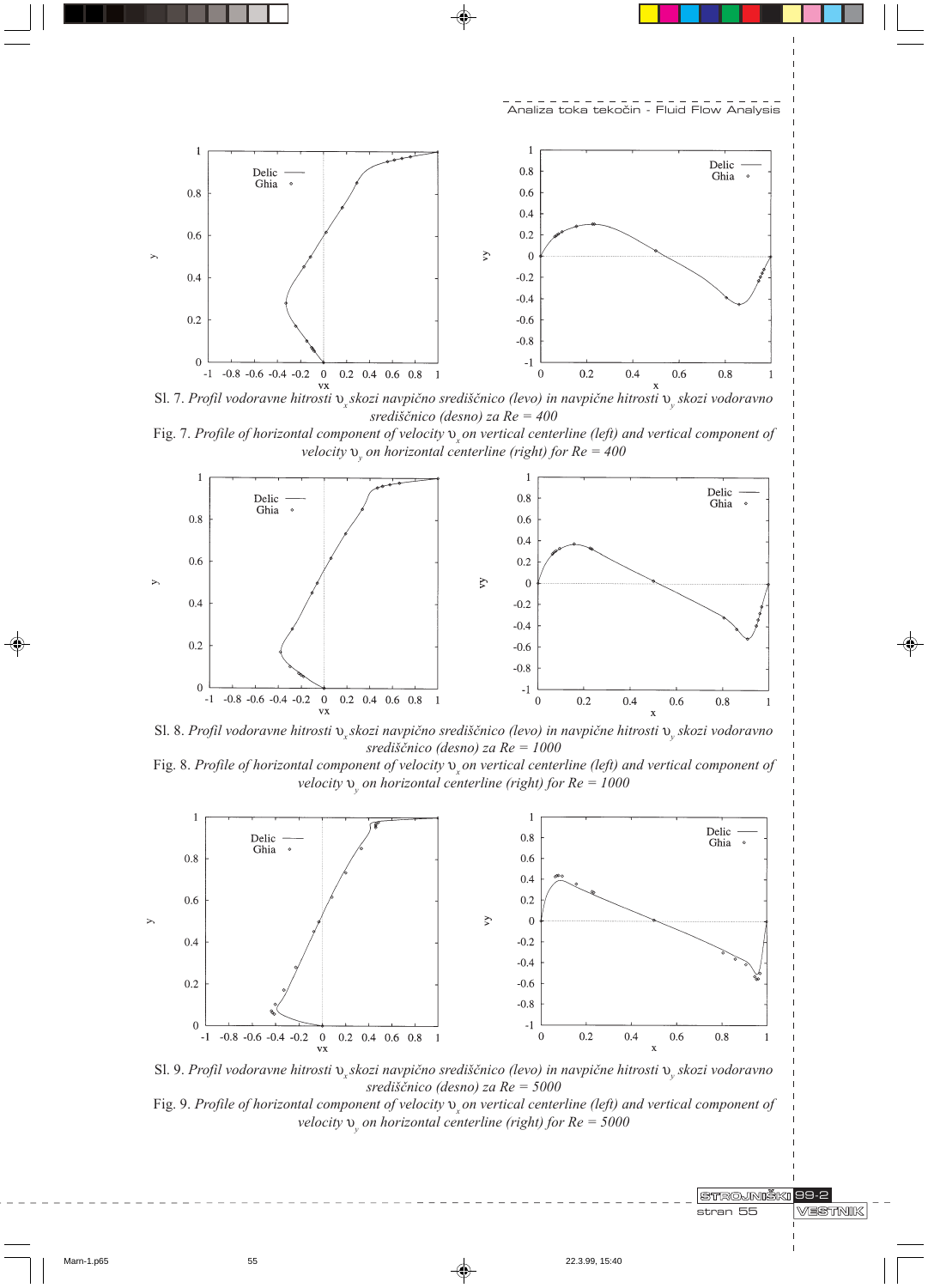Sl. 7. *Profil vodoravne hitrosti $\upsilon_x$ skozi navpično središčnico (levo) in navpične hitrosti $\upsilon_y$ skozi vodoravno središčnico (desno) za Re = 400*

Fig. 7. *Profile of horizontal component of velocity $\upsilon_x$ on vertical centerline (left) and vertical component of velocity $\upsilon_y$ on horizontal centerline (right) for Re = 400*

Sl. 8. *Profil vodoravne hitrosti $\upsilon_x$ skozi navpično središčnico (levo) in navpične hitrosti $\upsilon_y$ skozi vodoravno središčnico (desno) za Re = 1000*

Fig. 8. *Profile of horizontal component of velocity $\upsilon_x$ on vertical centerline (left) and vertical component of velocity $\upsilon_y$ on horizontal centerline (right) for Re = 1000*

Sl. 9. *Profil vodoravne hitrosti $\upsilon_x$ skozi navpično središčnico (levo) in navpične hitrosti $\upsilon_y$ skozi vodoravno središčnico (desno) za Re = 5000*

Fig. 9. *Profile of horizontal component of velocity $\upsilon_x$ on vertical centerline (left) and vertical component of velocity $\upsilon_y$ on horizontal centerline (right) for Re = 5000*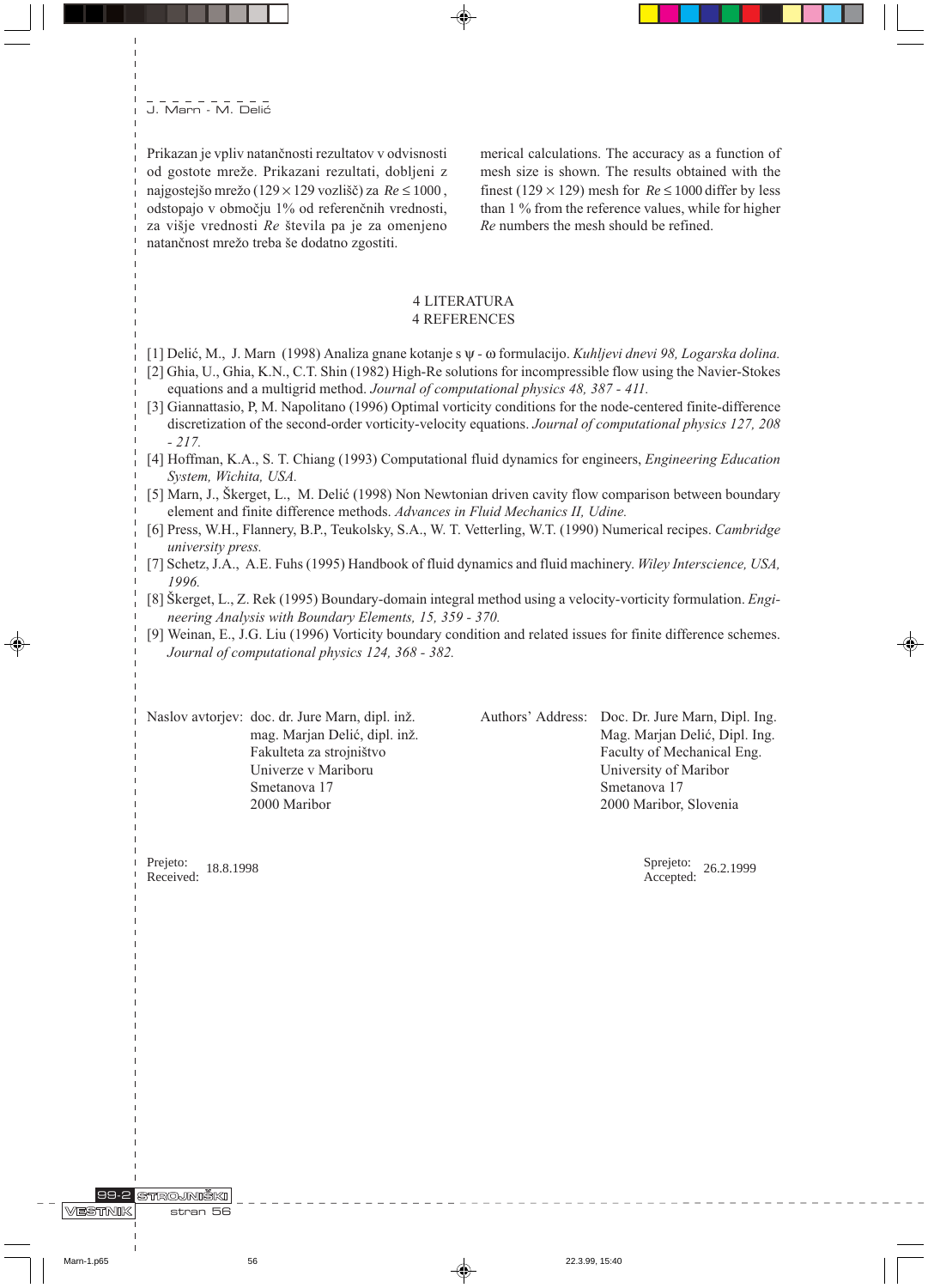Prikazan je vpliv natančnosti rezultatov v odvisnosti od gostote mreže. Prikazani rezultati, dobljeni z najgostejšo mrežo ($129 \times 129$ vozlišč) za $Re \leq 1000$, odstopajo v območju 1% od referenčnih vrednosti, za višje vrednosti *Re* števila pa je za omenjeno natančnost mrežo treba še dodatno zgostiti.

merical calculations. The accuracy as a function of mesh size is shown. The results obtained with the finest ($129 \times 129$) mesh for $Re \leq 1000$ differ by less than 1 % from the reference values, while for higher *Re* numbers the mesh should be refined.

## 4 LITERATURA
## 4 REFERENCES

[1] Delić, M., J. Marn (1998) Analiza gnane kotanje s $\psi$ - $\omega$ formulacijo. *Kuhljevi dnevi 98, Logarska dolina.*

[2] Ghia, U., Ghia, K.N., C.T. Shin (1982) High-Re solutions for incompressible flow using the Navier-Stokes equations and a multigrid method. *Journal of computational physics 48, 387 - 411.*

[3] Giannattasio, P, M. Napolitano (1996) Optimal vorticity conditions for the node-centered finite-difference discretization of the second-order vorticity-velocity equations. *Journal of computational physics 127, 208 - 217.*

[4] Hoffman, K.A., S. T. Chiang (1993) Computational fluid dynamics for engineers, *Engineering Education System, Wichita, USA.*

[5] Marn, J., Škerget, L., M. Delić (1998) Non Newtonian driven cavity flow comparison between boundary element and finite difference methods. *Advances in Fluid Mechanics II, Udine.*

[6] Press, W.H., Flannery, B.P., Teukolsky, S.A., W. T. Vetterling, W.T. (1990) Numerical recipes. *Cambridge university press.*

[7] Schetz, J.A., A.E. Fuhs (1995) Handbook of fluid dynamics and fluid machinery. *Wiley Interscience, USA, 1996.*

[8] Škerget, L., Z. Rek (1995) Boundary-domain integral method using a velocity-vorticity formulation. *Engineering Analysis with Boundary Elements, 15, 359 - 370.*

[9] Weinan, E., J.G. Liu (1996) Vorticity boundary condition and related issues for finite difference schemes. *Journal of computational physics 124, 368 - 382.*

Naslov avtorjev: doc. dr. Jure Marn, dipl. inž.
mag. Marjan Delić, dipl. inž.
Fakulteta za strojništvo
Univerze v Mariboru
Smetanova 17
2000 Maribor

Authors' Address: Doc. Dr. Jure Marn, Dipl. Ing.
Mag. Marjan Delić, Dipl. Ing.
Faculty of Mechanical Eng.
University of Maribor
Smetanova 17
2000 Maribor, Slovenia

Prejeto:
Received: 18.8.1998

Sprejeto:
Accepted: 26.2.1999